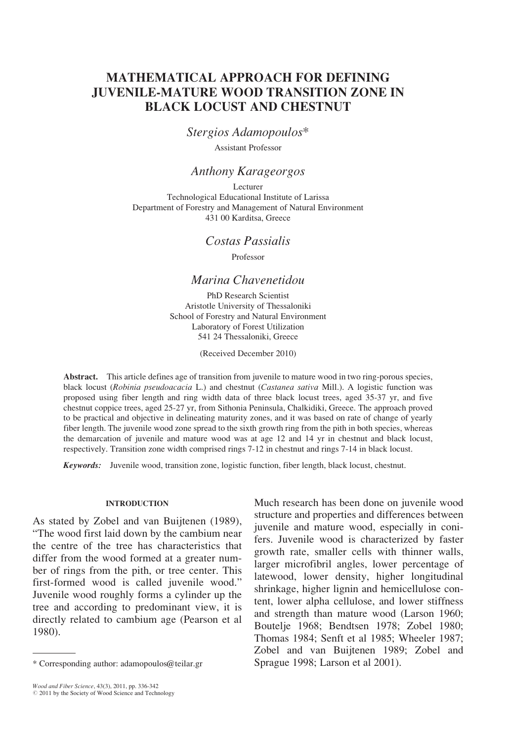# MATHEMATICAL APPROACH FOR DEFINING JUVENILE-MATURE WOOD TRANSITION ZONE IN BLACK LOCUST AND CHESTNUT

*Stergios Adamopoulos**

Assistant Professor

*Anthony Karageorgos*

Lecturer
Technological Educational Institute of Larissa
Department of Forestry and Management of Natural Environment
431 00 Karditsa, Greece

*Costas Passialis*

Professor

*Marina Chavenetidou*

PhD Research Scientist
Aristotle University of Thessaloniki
School of Forestry and Natural Environment
Laboratory of Forest Utilization
541 24 Thessaloniki, Greece

(Received December 2010)

**Abstract.** This article defines age of transition from juvenile to mature wood in two ring-porous species, black locust (*Robinia pseudoacacia* L.) and chestnut (*Castanea sativa* Mill.). A logistic function was proposed using fiber length and ring width data of three black locust trees, aged 35-37 yr, and five chestnut coppice trees, aged 25-27 yr, from Sithonia Peninsula, Chalkidiki, Greece. The approach proved to be practical and objective in delineating maturity zones, and it was based on rate of change of yearly fiber length. The juvenile wood zone spread to the sixth growth ring from the pith in both species, whereas the demarcation of juvenile and mature wood was at age 12 and 14 yr in chestnut and black locust, respectively. Transition zone width comprised rings 7-12 in chestnut and rings 7-14 in black locust.

***Keywords:*** Juvenile wood, transition zone, logistic function, fiber length, black locust, chestnut.

## INTRODUCTION

As stated by Zobel and van Buijtenen (1989), "The wood first laid down by the cambium near the centre of the tree has characteristics that differ from the wood formed at a greater number of rings from the pith, or tree center. This first-formed wood is called juvenile wood." Juvenile wood roughly forms a cylinder up the tree and according to predominant view, it is directly related to cambium age (Pearson et al 1980).

Much research has been done on juvenile wood structure and properties and differences between juvenile and mature wood, especially in conifers. Juvenile wood is characterized by faster growth rate, smaller cells with thinner walls, larger microfibril angles, lower percentage of latewood, lower density, higher longitudinal shrinkage, higher lignin and hemicellulose content, lower alpha cellulose, and lower stiffness and strength than mature wood (Larson 1960; Boutelje 1968; Bendtsen 1978; Zobel 1980; Thomas 1984; Senft et al 1985; Wheeler 1987; Zobel and van Buijtenen 1989; Zobel and Sprague 1998; Larson et al 2001).

* Corresponding author: adamopoulos@teilar.gr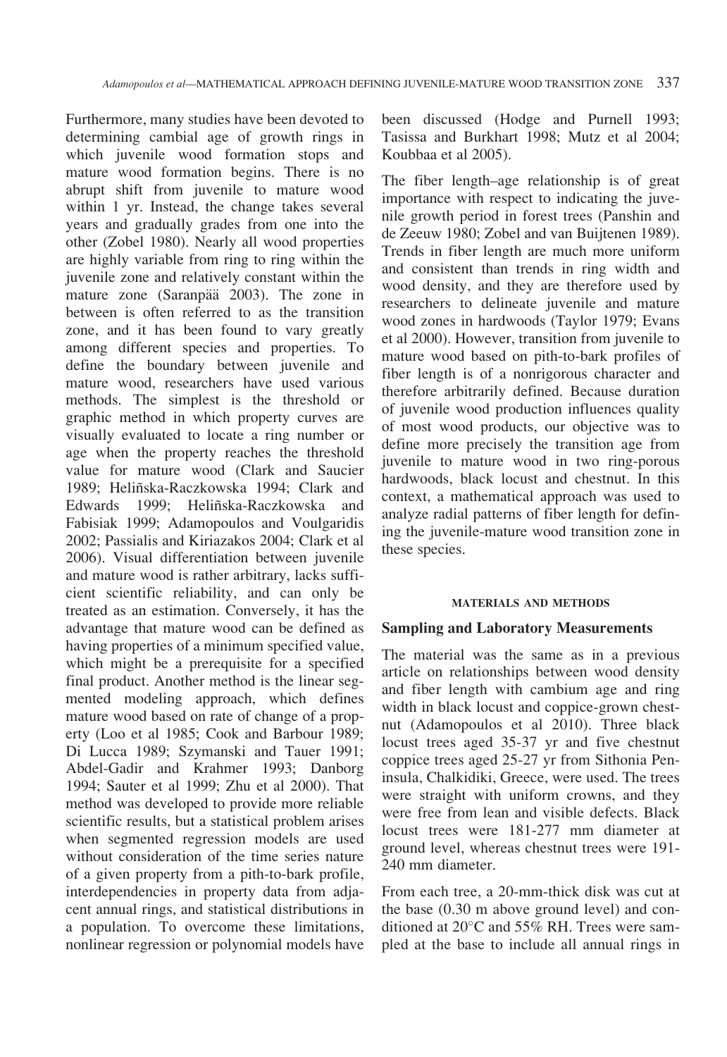Furthermore, many studies have been devoted to determining cambial age of growth rings in which juvenile wood formation stops and mature wood formation begins. There is no abrupt shift from juvenile to mature wood within 1 yr. Instead, the change takes several years and gradually grades from one into the other (Zobel 1980). Nearly all wood properties are highly variable from ring to ring within the juvenile zone and relatively constant within the mature zone (Saranpää 2003). The zone in between is often referred to as the transition zone, and it has been found to vary greatly among different species and properties. To define the boundary between juvenile and mature wood, researchers have used various methods. The simplest is the threshold or graphic method in which property curves are visually evaluated to locate a ring number or age when the property reaches the threshold value for mature wood (Clark and Saucier 1989; Helińska-Raczkowska 1994; Clark and Edwards 1999; Helińska-Raczkowska and Fabisiak 1999; Adamopoulos and Voulgaridis 2002; Passialis and Kiriazakos 2004; Clark et al 2006). Visual differentiation between juvenile and mature wood is rather arbitrary, lacks sufficient scientific reliability, and can only be treated as an estimation. Conversely, it has the advantage that mature wood can be defined as having properties of a minimum specified value, which might be a prerequisite for a specified final product. Another method is the linear segmented modeling approach, which defines mature wood based on rate of change of a property (Loo et al 1985; Cook and Barbour 1989; Di Lucca 1989; Szymanski and Tauer 1991; Abdel-Gadir and Krahmer 1993; Danborg 1994; Sauter et al 1999; Zhu et al 2000). That method was developed to provide more reliable scientific results, but a statistical problem arises when segmented regression models are used without consideration of the time series nature of a given property from a pith-to-bark profile, interdependencies in property data from adjacent annual rings, and statistical distributions in a population. To overcome these limitations, nonlinear regression or polynomial models have been discussed (Hodge and Purnell 1993; Tasissa and Burkhart 1998; Mutz et al 2004; Koubbaa et al 2005).

The fiber length–age relationship is of great importance with respect to indicating the juvenile growth period in forest trees (Panshin and de Zeeuw 1980; Zobel and van Buijtenen 1989). Trends in fiber length are much more uniform and consistent than trends in ring width and wood density, and they are therefore used by researchers to delineate juvenile and mature wood zones in hardwoods (Taylor 1979; Evans et al 2000). However, transition from juvenile to mature wood based on pith-to-bark profiles of fiber length is of a nonrigorous character and therefore arbitrarily defined. Because duration of juvenile wood production influences quality of most wood products, our objective was to define more precisely the transition age from juvenile to mature wood in two ring-porous hardwoods, black locust and chestnut. In this context, a mathematical approach was used to analyze radial patterns of fiber length for defining the juvenile-mature wood transition zone in these species.

## MATERIALS AND METHODS

### Sampling and Laboratory Measurements

The material was the same as in a previous article on relationships between wood density and fiber length with cambium age and ring width in black locust and coppice-grown chestnut (Adamopoulos et al 2010). Three black locust trees aged 35-37 yr and five chestnut coppice trees aged 25-27 yr from Sithonia Peninsula, Chalkidiki, Greece, were used. The trees were straight with uniform crowns, and they were free from lean and visible defects. Black locust trees were 181-277 mm diameter at ground level, whereas chestnut trees were 191-240 mm diameter.

From each tree, a 20-mm-thick disk was cut at the base (0.30 m above ground level) and conditioned at 20°C and 55% RH. Trees were sampled at the base to include all annual rings in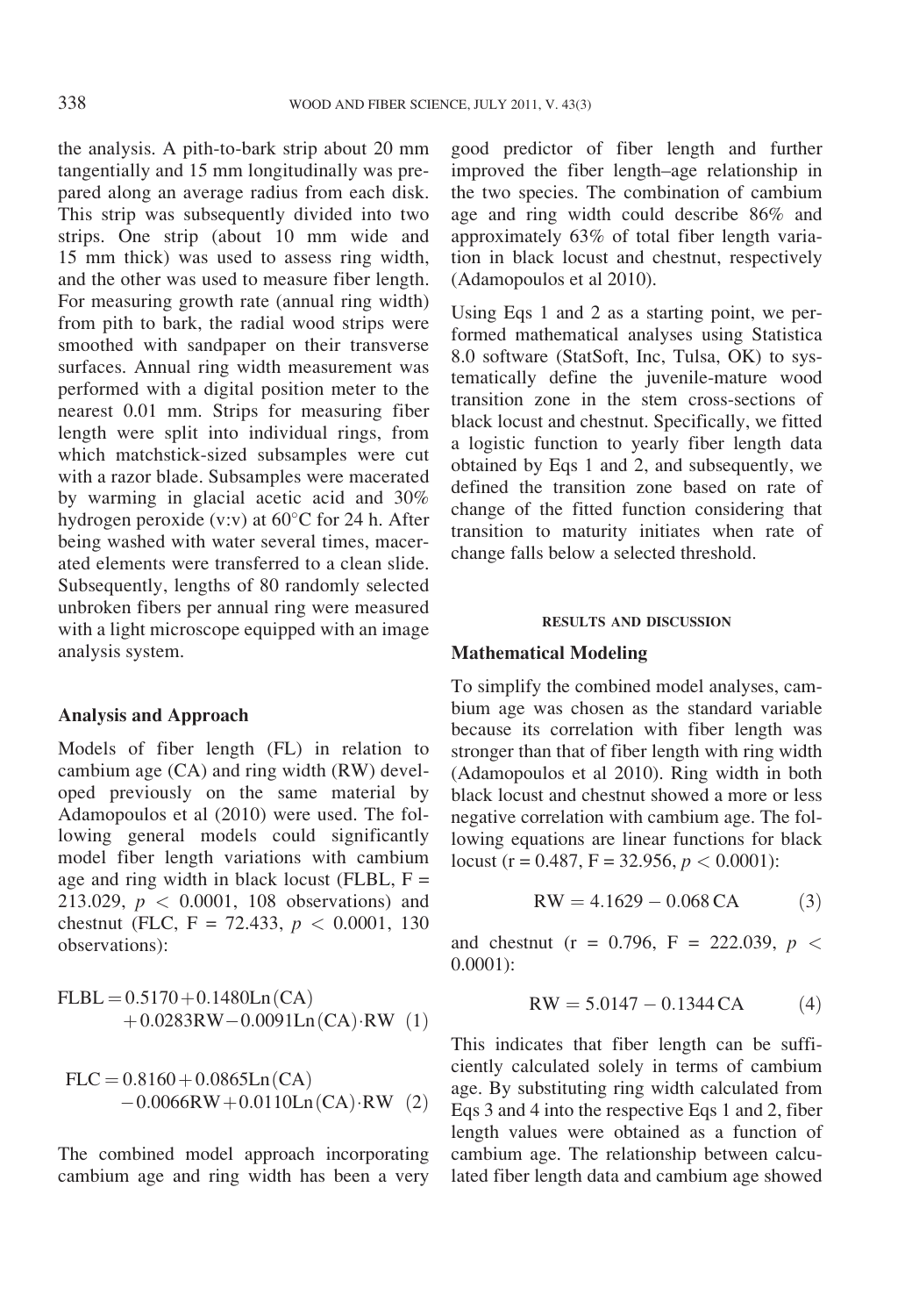the analysis. A pith-to-bark strip about 20 mm tangentially and 15 mm longitudinally was prepared along an average radius from each disk. This strip was subsequently divided into two strips. One strip (about 10 mm wide and 15 mm thick) was used to assess ring width, and the other was used to measure fiber length. For measuring growth rate (annual ring width) from pith to bark, the radial wood strips were smoothed with sandpaper on their transverse surfaces. Annual ring width measurement was performed with a digital position meter to the nearest 0.01 mm. Strips for measuring fiber length were split into individual rings, from which matchstick-sized subsamples were cut with a razor blade. Subsamples were macerated by warming in glacial acetic acid and 30% hydrogen peroxide (v:v) at 60°C for 24 h. After being washed with water several times, macerated elements were transferred to a clean slide. Subsequently, lengths of 80 randomly selected unbroken fibers per annual ring were measured with a light microscope equipped with an image analysis system.

### Analysis and Approach

Models of fiber length (FL) in relation to cambium age (CA) and ring width (RW) developed previously on the same material by Adamopoulos et al (2010) were used. The following general models could significantly model fiber length variations with cambium age and ring width in black locust (FLBL, F = 213.029, $p < 0.0001$, 108 observations) and chestnut (FLC, F = 72.433, $p < 0.0001$, 130 observations):

$$\mathrm{FLBL} = 0.5170 + 0.1480\mathrm{Ln}(\mathrm{CA}) + 0.0283\mathrm{RW} - 0.0091\mathrm{Ln}(\mathrm{CA})\cdot\mathrm{RW} \quad (1)$$

$$\mathrm{FLC} = 0.8160 + 0.0865\mathrm{Ln}(\mathrm{CA}) - 0.0066\mathrm{RW} + 0.0110\mathrm{Ln}(\mathrm{CA})\cdot\mathrm{RW} \quad (2)$$

The combined model approach incorporating cambium age and ring width has been a very good predictor of fiber length and further improved the fiber length–age relationship in the two species. The combination of cambium age and ring width could describe 86% and approximately 63% of total fiber length variation in black locust and chestnut, respectively (Adamopoulos et al 2010).

Using Eqs 1 and 2 as a starting point, we performed mathematical analyses using Statistica 8.0 software (StatSoft, Inc, Tulsa, OK) to systematically define the juvenile-mature wood transition zone in the stem cross-sections of black locust and chestnut. Specifically, we fitted a logistic function to yearly fiber length data obtained by Eqs 1 and 2, and subsequently, we defined the transition zone based on rate of change of the fitted function considering that transition to maturity initiates when rate of change falls below a selected threshold.

## RESULTS AND DISCUSSION

### Mathematical Modeling

To simplify the combined model analyses, cambium age was chosen as the standard variable because its correlation with fiber length was stronger than that of fiber length with ring width (Adamopoulos et al 2010). Ring width in both black locust and chestnut showed a more or less negative correlation with cambium age. The following equations are linear functions for black locust (r = 0.487, F = 32.956, $p < 0.0001$):

$$\mathrm{RW} = 4.1629 - 0.068\,\mathrm{CA} \quad (3)$$

and chestnut (r = 0.796, F = 222.039, $p < 0.0001$):

$$\mathrm{RW} = 5.0147 - 0.1344\,\mathrm{CA} \quad (4)$$

This indicates that fiber length can be sufficiently calculated solely in terms of cambium age. By substituting ring width calculated from Eqs 3 and 4 into the respective Eqs 1 and 2, fiber length values were obtained as a function of cambium age. The relationship between calculated fiber length data and cambium age showed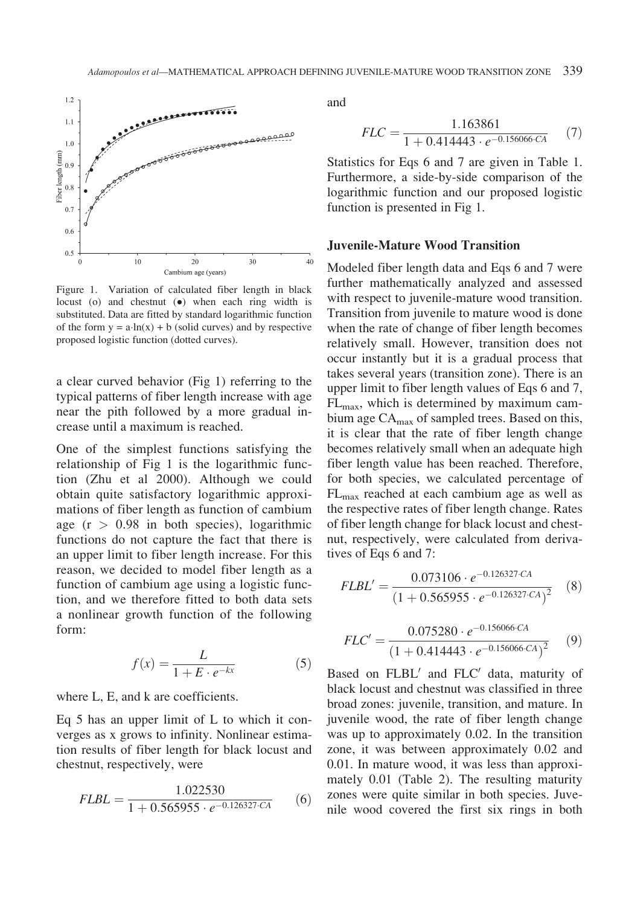Figure 1. Variation of calculated fiber length in black locust (o) and chestnut (•) when each ring width is substituted. Data are fitted by standard logarithmic function of the form $y = a \cdot \ln(x) + b$ (solid curves) and by respective proposed logistic function (dotted curves).

a clear curved behavior (Fig 1) referring to the typical patterns of fiber length increase with age near the pith followed by a more gradual increase until a maximum is reached.

One of the simplest functions satisfying the relationship of Fig 1 is the logarithmic function (Zhu et al 2000). Although we could obtain quite satisfactory logarithmic approximations of fiber length as function of cambium age ($r > 0.98$ in both species), logarithmic functions do not capture the fact that there is an upper limit to fiber length increase. For this reason, we decided to model fiber length as a function of cambium age using a logistic function, and we therefore fitted to both data sets a nonlinear growth function of the following form:

$$f(x) = \frac{L}{1 + E \cdot e^{-kx}} \quad (5)$$

where L, E, and k are coefficients.

Eq 5 has an upper limit of L to which it converges as x grows to infinity. Nonlinear estimation results of fiber length for black locust and chestnut, respectively, were

$$FLBL = \frac{1.022530}{1 + 0.565955 \cdot e^{-0.126327 \cdot CA}} \quad (6)$$

and

$$FLC = \frac{1.163861}{1 + 0.414443 \cdot e^{-0.156066 \cdot CA}} \quad (7)$$

Statistics for Eqs 6 and 7 are given in Table 1. Furthermore, a side-by-side comparison of the logarithmic function and our proposed logistic function is presented in Fig 1.

### Juvenile-Mature Wood Transition

Modeled fiber length data and Eqs 6 and 7 were further mathematically analyzed and assessed with respect to juvenile-mature wood transition. Transition from juvenile to mature wood is done when the rate of change of fiber length becomes relatively small. However, transition does not occur instantly but it is a gradual process that takes several years (transition zone). There is an upper limit to fiber length values of Eqs 6 and 7, $FL_{max}$, which is determined by maximum cambium age $CA_{max}$ of sampled trees. Based on this, it is clear that the rate of fiber length change becomes relatively small when an adequate high fiber length value has been reached. Therefore, for both species, we calculated percentage of $FL_{max}$ reached at each cambium age as well as the respective rates of fiber length change. Rates of fiber length change for black locust and chestnut, respectively, were calculated from derivatives of Eqs 6 and 7:

$$FLBL' = \frac{0.073106 \cdot e^{-0.126327 \cdot CA}}{(1 + 0.565955 \cdot e^{-0.126327 \cdot CA})^2} \quad (8)$$

$$FLC' = \frac{0.075280 \cdot e^{-0.156066 \cdot CA}}{(1 + 0.414443 \cdot e^{-0.156066 \cdot CA})^2} \quad (9)$$

Based on $FLBL'$ and $FLC'$ data, maturity of black locust and chestnut was classified in three broad zones: juvenile, transition, and mature. In juvenile wood, the rate of fiber length change was up to approximately 0.02. In the transition zone, it was between approximately 0.02 and 0.01. In mature wood, it was less than approximately 0.01 (Table 2). The resulting maturity zones were quite similar in both species. Juvenile wood covered the first six rings in both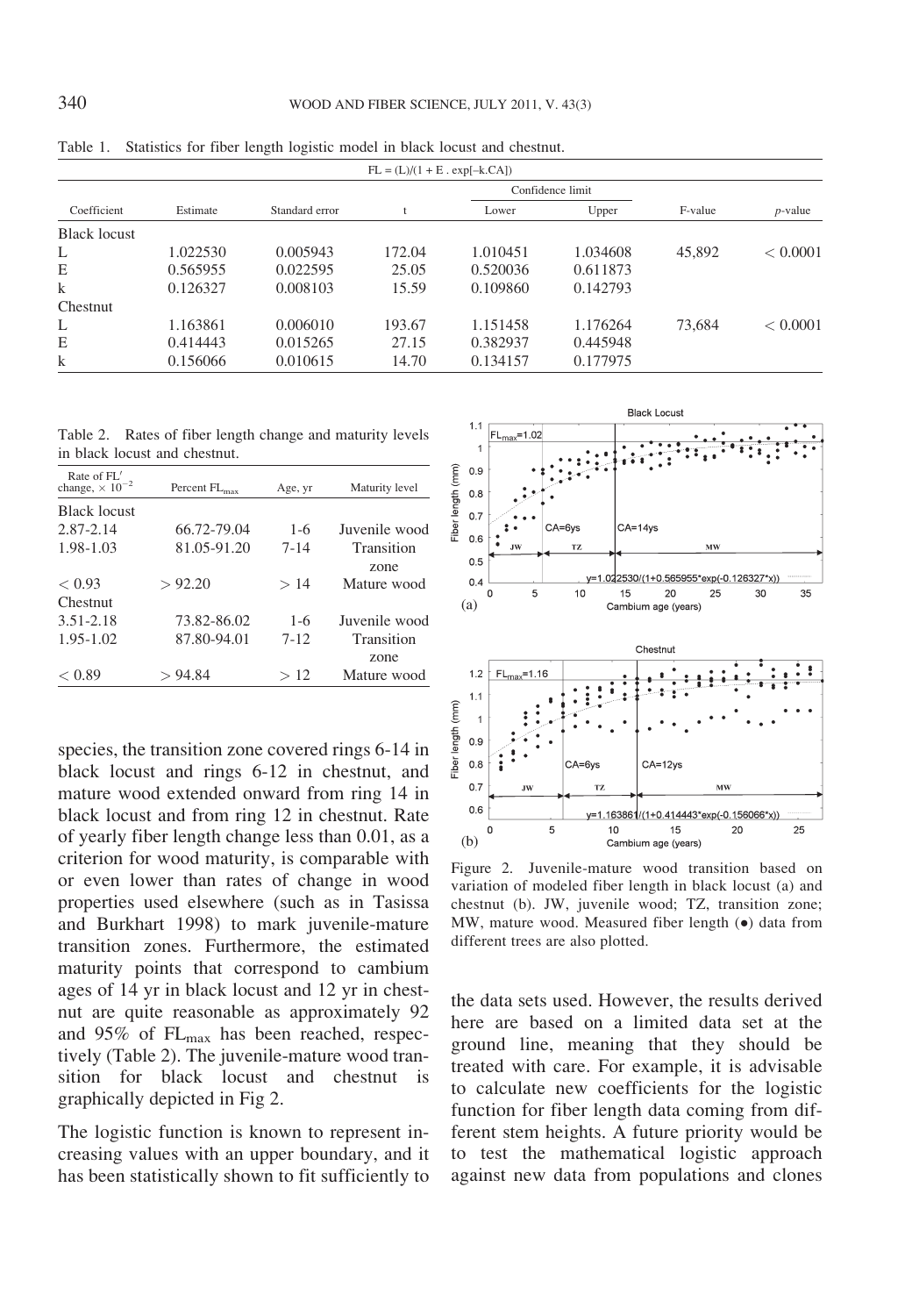Table 1. Statistics for fiber length logistic model in black locust and chestnut.

$FL = (L)/(1 + E \cdot \exp[-k.CA])$

| Coefficient | Estimate | Standard error | t | Confidence limit | | F-value | $p$-value |
|---|---|---|---|---|---|---|---|
| | | | | Lower | Upper | | |
| Black locust | | | | | | | |
| L | 1.022530 | 0.005943 | 172.04 | 1.010451 | 1.034608 | 45,892 | < 0.0001 |
| E | 0.565955 | 0.022595 | 25.05 | 0.520036 | 0.611873 | | |
| k | 0.126327 | 0.008103 | 15.59 | 0.109860 | 0.142793 | | |
| Chestnut | | | | | | | |
| L | 1.163861 | 0.006010 | 193.67 | 1.151458 | 1.176264 | 73,684 | < 0.0001 |
| E | 0.414443 | 0.015265 | 27.15 | 0.382937 | 0.445948 | | |
| k | 0.156066 | 0.010615 | 14.70 | 0.134157 | 0.177975 | | |

Table 2. Rates of fiber length change and maturity levels in black locust and chestnut.

| Rate of FL′ change, $\times 10^{-2}$ | Percent $FL_{max}$ | Age, yr | Maturity level |
|---|---|---|---|
| Black locust | | | |
| 2.87-2.14 | 66.72-79.04 | 1-6 | Juvenile wood |
| 1.98-1.03 | 81.05-91.20 | 7-14 | Transition zone |
| < 0.93 | > 92.20 | > 14 | Mature wood |
| Chestnut | | | |
| 3.51-2.18 | 73.82-86.02 | 1-6 | Juvenile wood |
| 1.95-1.02 | 87.80-94.01 | 7-12 | Transition zone |
| < 0.89 | > 94.84 | > 12 | Mature wood |

species, the transition zone covered rings 6-14 in black locust and rings 6-12 in chestnut, and mature wood extended onward from ring 14 in black locust and from ring 12 in chestnut. Rate of yearly fiber length change less than 0.01, as a criterion for wood maturity, is comparable with or even lower than rates of change in wood properties used elsewhere (such as in Tasissa and Burkhart 1998) to mark juvenile-mature transition zones. Furthermore, the estimated maturity points that correspond to cambium ages of 14 yr in black locust and 12 yr in chestnut are quite reasonable as approximately 92 and 95% of $FL_{max}$ has been reached, respectively (Table 2). The juvenile-mature wood transition for black locust and chestnut is graphically depicted in Fig 2.

The logistic function is known to represent increasing values with an upper boundary, and it has been statistically shown to fit sufficiently to the data sets used. However, the results derived here are based on a limited data set at the ground line, meaning that they should be treated with care. For example, it is advisable to calculate new coefficients for the logistic function for fiber length data coming from different stem heights. A future priority would be to test the mathematical logistic approach against new data from populations and clones

Figure 2. Juvenile-mature wood transition based on variation of modeled fiber length in black locust (a) and chestnut (b). JW, juvenile wood; TZ, transition zone; MW, mature wood. Measured fiber length (●) data from different trees are also plotted.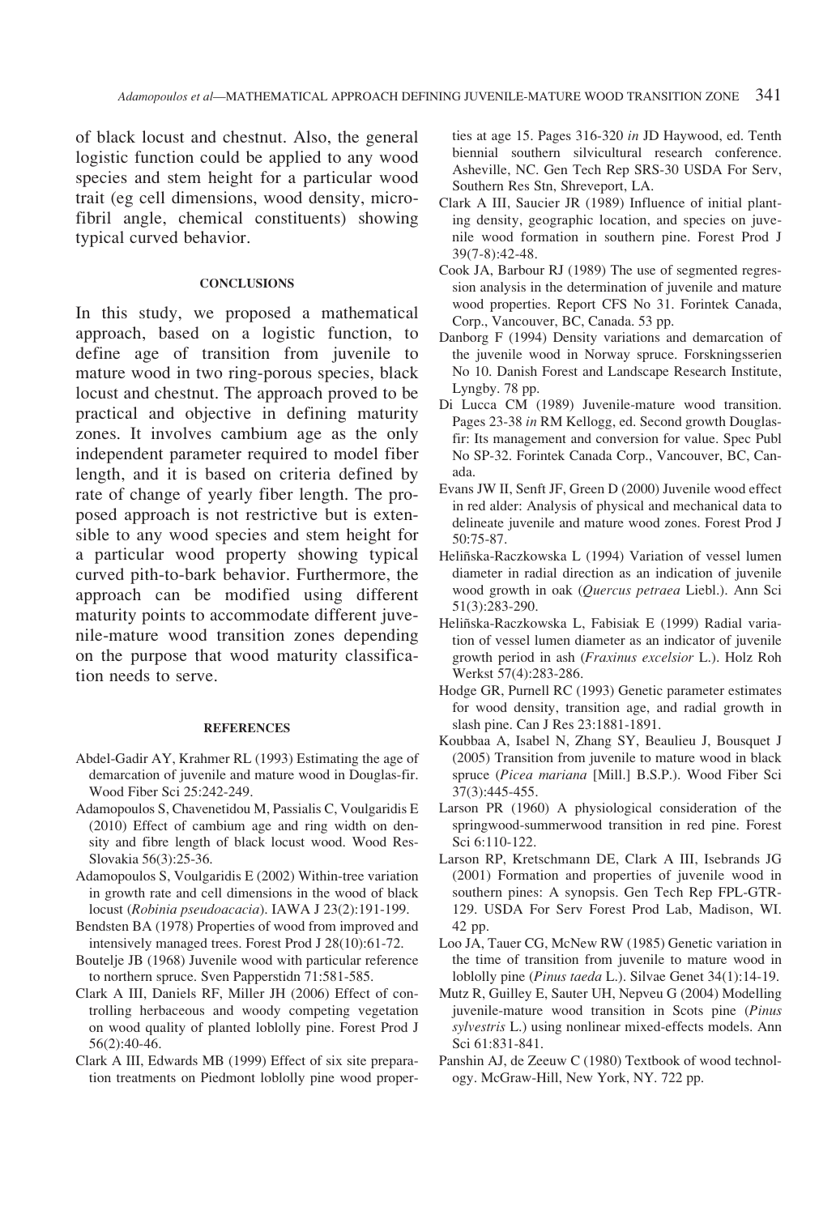of black locust and chestnut. Also, the general logistic function could be applied to any wood species and stem height for a particular wood trait (eg cell dimensions, wood density, microfibril angle, chemical constituents) showing typical curved behavior.

## CONCLUSIONS

In this study, we proposed a mathematical approach, based on a logistic function, to define age of transition from juvenile to mature wood in two ring-porous species, black locust and chestnut. The approach proved to be practical and objective in defining maturity zones. It involves cambium age as the only independent parameter required to model fiber length, and it is based on criteria defined by rate of change of yearly fiber length. The proposed approach is not restrictive but is extensible to any wood species and stem height for a particular wood property showing typical curved pith-to-bark behavior. Furthermore, the approach can be modified using different maturity points to accommodate different juvenile-mature wood transition zones depending on the purpose that wood maturity classification needs to serve.

## REFERENCES

Abdel-Gadir AY, Krahmer RL (1993) Estimating the age of demarcation of juvenile and mature wood in Douglas-fir. Wood Fiber Sci 25:242-249.

Adamopoulos S, Chavenetidou M, Passialis C, Voulgaridis E (2010) Effect of cambium age and ring width on density and fibre length of black locust wood. Wood Res-Slovakia 56(3):25-36.

Adamopoulos S, Voulgaridis E (2002) Within-tree variation in growth rate and cell dimensions in the wood of black locust (*Robinia pseudoacacia*). IAWA J 23(2):191-199.

Bendsten BA (1978) Properties of wood from improved and intensively managed trees. Forest Prod J 28(10):61-72.

Boutelje JB (1968) Juvenile wood with particular reference to northern spruce. Sven Papperstidn 71:581-585.

Clark A III, Daniels RF, Miller JH (2006) Effect of controlling herbaceous and woody competing vegetation on wood quality of planted loblolly pine. Forest Prod J 56(2):40-46.

Clark A III, Edwards MB (1999) Effect of six site preparation treatments on Piedmont loblolly pine wood properties at age 15. Pages 316-320 *in* JD Haywood, ed. Tenth biennial southern silvicultural research conference. Asheville, NC. Gen Tech Rep SRS-30 USDA For Serv, Southern Res Stn, Shreveport, LA.

Clark A III, Saucier JR (1989) Influence of initial planting density, geographic location, and species on juvenile wood formation in southern pine. Forest Prod J 39(7-8):42-48.

Cook JA, Barbour RJ (1989) The use of segmented regression analysis in the determination of juvenile and mature wood properties. Report CFS No 31. Forintek Canada, Corp., Vancouver, BC, Canada. 53 pp.

Danborg F (1994) Density variations and demarcation of the juvenile wood in Norway spruce. Forskningsserien No 10. Danish Forest and Landscape Research Institute, Lyngby. 78 pp.

Di Lucca CM (1989) Juvenile-mature wood transition. Pages 23-38 *in* RM Kellogg, ed. Second growth Douglas-fir: Its management and conversion for value. Spec Publ No SP-32. Forintek Canada Corp., Vancouver, BC, Canada.

Evans JW II, Senft JF, Green D (2000) Juvenile wood effect in red alder: Analysis of physical and mechanical data to delineate juvenile and mature wood zones. Forest Prod J 50:75-87.

Helińska-Raczkowska L (1994) Variation of vessel lumen diameter in radial direction as an indication of juvenile wood growth in oak (*Quercus petraea* Liebl.). Ann Sci 51(3):283-290.

Helińska-Raczkowska L, Fabisiak E (1999) Radial variation of vessel lumen diameter as an indicator of juvenile growth period in ash (*Fraxinus excelsior* L.). Holz Roh Werkst 57(4):283-286.

Hodge GR, Purnell RC (1993) Genetic parameter estimates for wood density, transition age, and radial growth in slash pine. Can J Res 23:1881-1891.

Koubbaa A, Isabel N, Zhang SY, Beaulieu J, Bousquet J (2005) Transition from juvenile to mature wood in black spruce (*Picea mariana* [Mill.] B.S.P.). Wood Fiber Sci 37(3):445-455.

Larson PR (1960) A physiological consideration of the springwood-summerwood transition in red pine. Forest Sci 6:110-122.

Larson RP, Kretschmann DE, Clark A III, Isebrands JG (2001) Formation and properties of juvenile wood in southern pines: A synopsis. Gen Tech Rep FPL-GTR-129. USDA For Serv Forest Prod Lab, Madison, WI. 42 pp.

Loo JA, Tauer CG, McNew RW (1985) Genetic variation in the time of transition from juvenile to mature wood in loblolly pine (*Pinus taeda* L.). Silvae Genet 34(1):14-19.

Mutz R, Guilley E, Sauter UH, Nepveu G (2004) Modelling juvenile-mature wood transition in Scots pine (*Pinus sylvestris* L.) using nonlinear mixed-effects models. Ann Sci 61:831-841.

Panshin AJ, de Zeeuw C (1980) Textbook of wood technology. McGraw-Hill, New York, NY. 722 pp.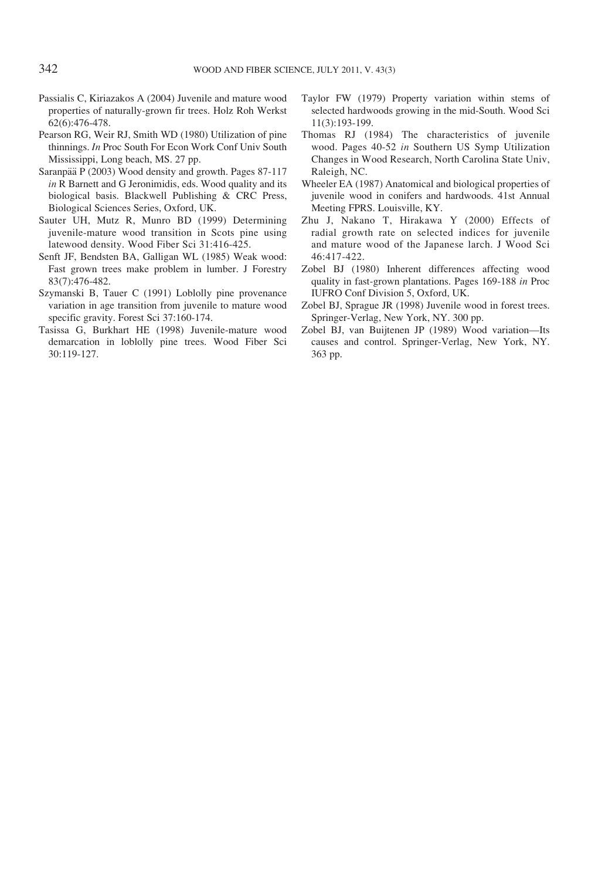Passialis C, Kiriazakos A (2004) Juvenile and mature wood properties of naturally-grown fir trees. Holz Roh Werkst 62(6):476-478.

Pearson RG, Weir RJ, Smith WD (1980) Utilization of pine thinnings. *In* Proc South For Econ Work Conf Univ South Mississippi, Long beach, MS. 27 pp.

Saranpää P (2003) Wood density and growth. Pages 87-117 *in* R Barnett and G Jeronimidis, eds. Wood quality and its biological basis. Blackwell Publishing & CRC Press, Biological Sciences Series, Oxford, UK.

Sauter UH, Mutz R, Munro BD (1999) Determining juvenile-mature wood transition in Scots pine using latewood density. Wood Fiber Sci 31:416-425.

Senft JF, Bendsten BA, Galligan WL (1985) Weak wood: Fast grown trees make problem in lumber. J Forestry 83(7):476-482.

Szymanski B, Tauer C (1991) Loblolly pine provenance variation in age transition from juvenile to mature wood specific gravity. Forest Sci 37:160-174.

Tasissa G, Burkhart HE (1998) Juvenile-mature wood demarcation in loblolly pine trees. Wood Fiber Sci 30:119-127.

Taylor FW (1979) Property variation within stems of selected hardwoods growing in the mid-South. Wood Sci 11(3):193-199.

Thomas RJ (1984) The characteristics of juvenile wood. Pages 40-52 *in* Southern US Symp Utilization Changes in Wood Research, North Carolina State Univ, Raleigh, NC.

Wheeler EA (1987) Anatomical and biological properties of juvenile wood in conifers and hardwoods. 41st Annual Meeting FPRS. Louisville, KY.

Zhu J, Nakano T, Hirakawa Y (2000) Effects of radial growth rate on selected indices for juvenile and mature wood of the Japanese larch. J Wood Sci 46:417-422.

Zobel BJ (1980) Inherent differences affecting wood quality in fast-grown plantations. Pages 169-188 *in* Proc IUFRO Conf Division 5, Oxford, UK.

Zobel BJ, Sprague JR (1998) Juvenile wood in forest trees. Springer-Verlag, New York, NY. 300 pp.

Zobel BJ, van Buijtenen JP (1989) Wood variation—Its causes and control. Springer-Verlag, New York, NY. 363 pp.